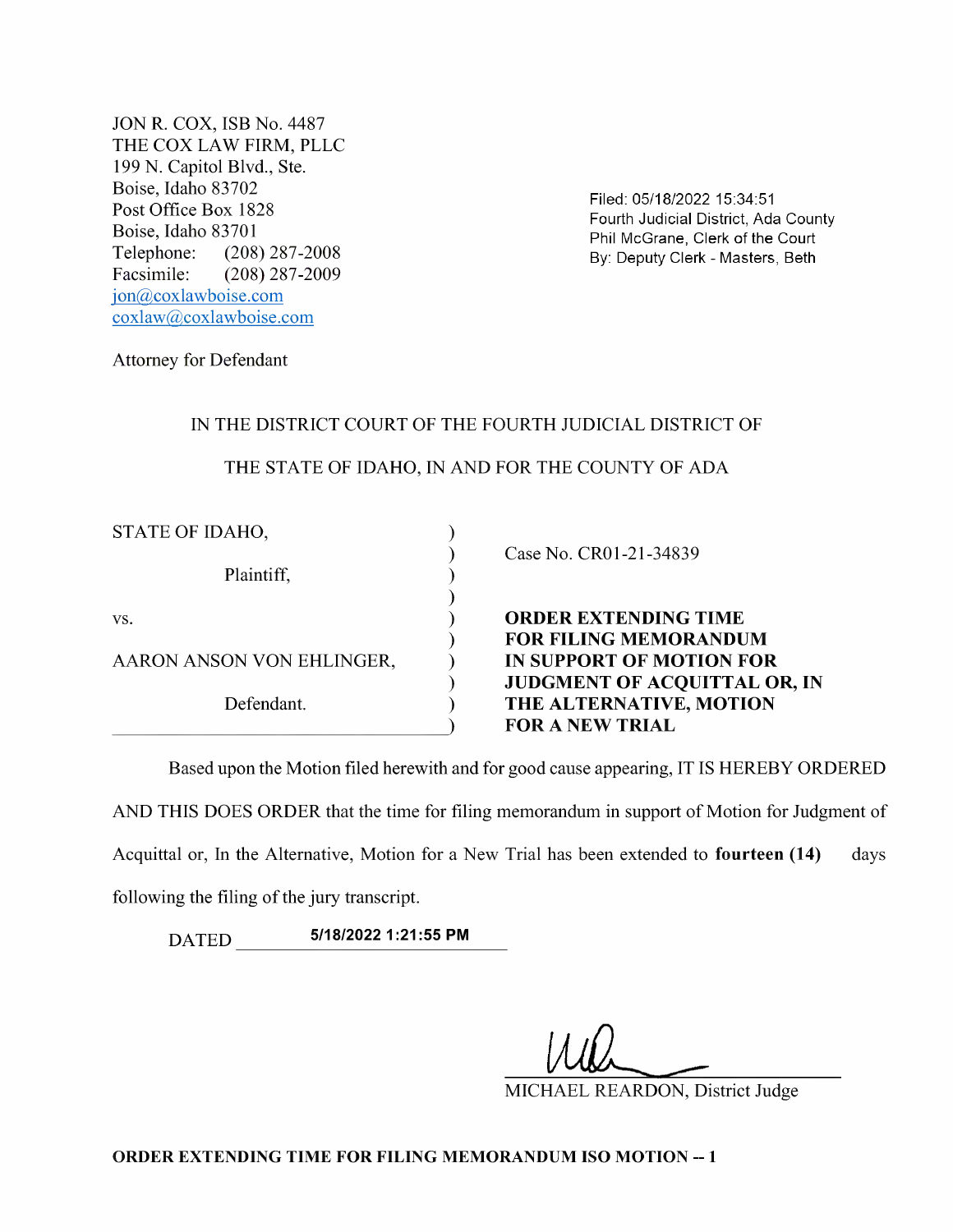JON R. COX, ISB No. 4487
THE COX LAW FIRM, PLLC
199 N. Capitol Blvd., Ste.
Boise, Idaho 83702
Post Office Box 1828
Boise, Idaho 83701
Telephone: (208) 287-2008
Facsimile: (208) 287-2009
jon@coxlawboise.com
coxlaw@coxlawboise.com

Attorney for Defendant

Filed: 05/18/2022 15:34:51
Fourth Judicial District, Ada County
Phil McGrane, Clerk of the Court
By: Deputy Clerk - Masters, Beth

IN THE DISTRICT COURT OF THE FOURTH JUDICIAL DISTRICT OF

THE STATE OF IDAHO, IN AND FOR THE COUNTY OF ADA

| | |
|---|---|
| STATE OF IDAHO,<br><br>Plaintiff,<br><br>vs.<br><br>AARON ANSON VON EHLINGER,<br><br>Defendant. | Case No. CR01-21-34839<br><br>**ORDER EXTENDING TIME FOR FILING MEMORANDUM IN SUPPORT OF MOTION FOR JUDGMENT OF ACQUITTAL OR, IN THE ALTERNATIVE, MOTION FOR A NEW TRIAL** |

Based upon the Motion filed herewith and for good cause appearing, IT IS HEREBY ORDERED AND THIS DOES ORDER that the time for filing memorandum in support of Motion for Judgment of Acquittal or, In the Alternative, Motion for a New Trial has been extended to **fourteen (14)** days following the filing of the jury transcript.

DATED 5/18/2022 1:21:55 PM

MICHAEL REARDON, District Judge

**ORDER EXTENDING TIME FOR FILING MEMORANDUM ISO MOTION -- 1**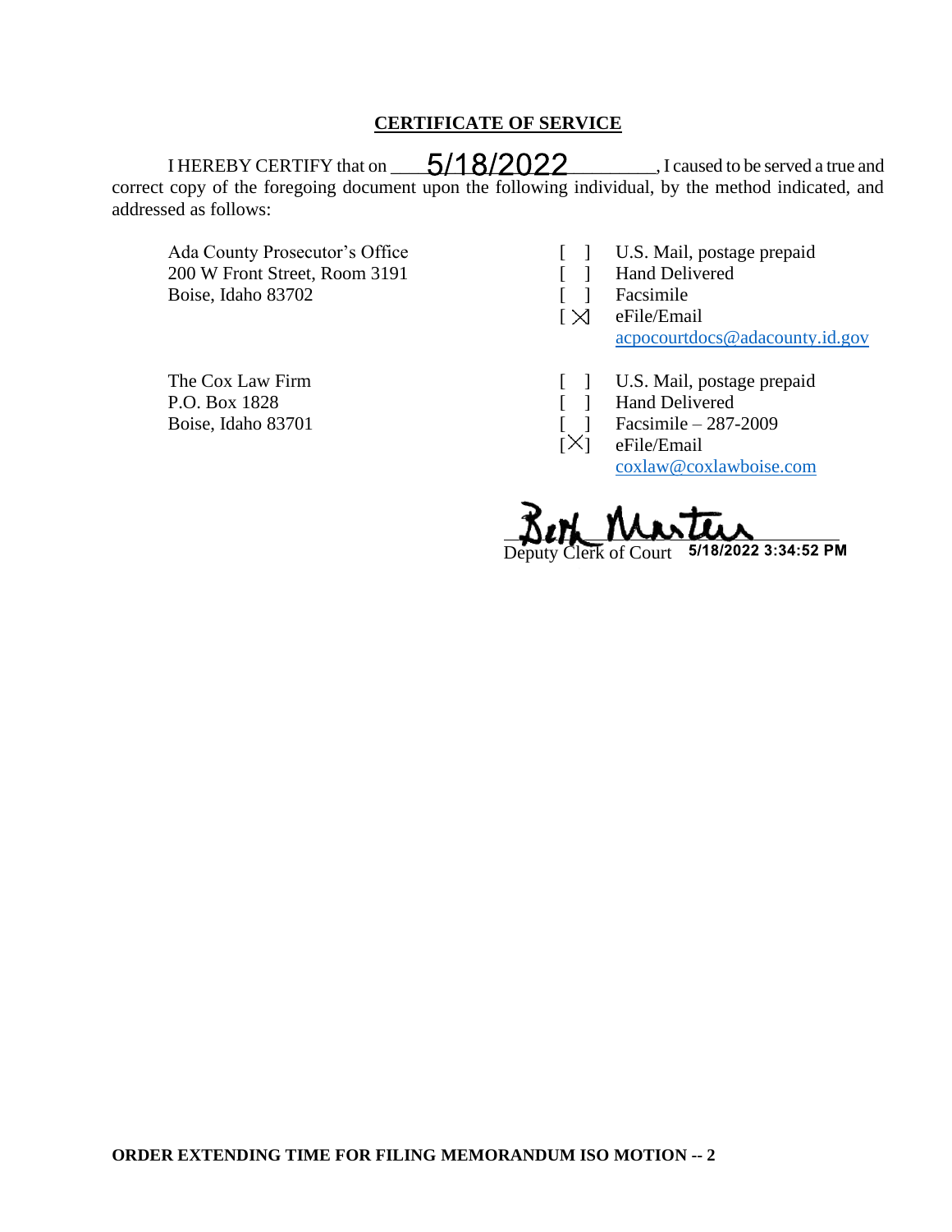## CERTIFICATE OF SERVICE

I HEREBY CERTIFY that on 5/18/2022, I caused to be served a true and correct copy of the foregoing document upon the following individual, by the method indicated, and addressed as follows:

| | |
|---|---|
| Ada County Prosecutor's Office<br>200 W Front Street, Room 3191<br>Boise, Idaho 83702 | [ ] U.S. Mail, postage prepaid<br>[ ] Hand Delivered<br>[ ] Facsimile<br>[X] eFile/Email<br>acpocourtdocs@adacounty.id.gov |
| The Cox Law Firm<br>P.O. Box 1828<br>Boise, Idaho 83701 | [ ] U.S. Mail, postage prepaid<br>[ ] Hand Delivered<br>[ ] Facsimile – 287-2009<br>[X] eFile/Email<br>coxlaw@coxlawboise.com |

Beth Masters

Deputy Clerk of Court 5/18/2022 3:34:52 PM

**ORDER EXTENDING TIME FOR FILING MEMORANDUM ISO MOTION -- 2**